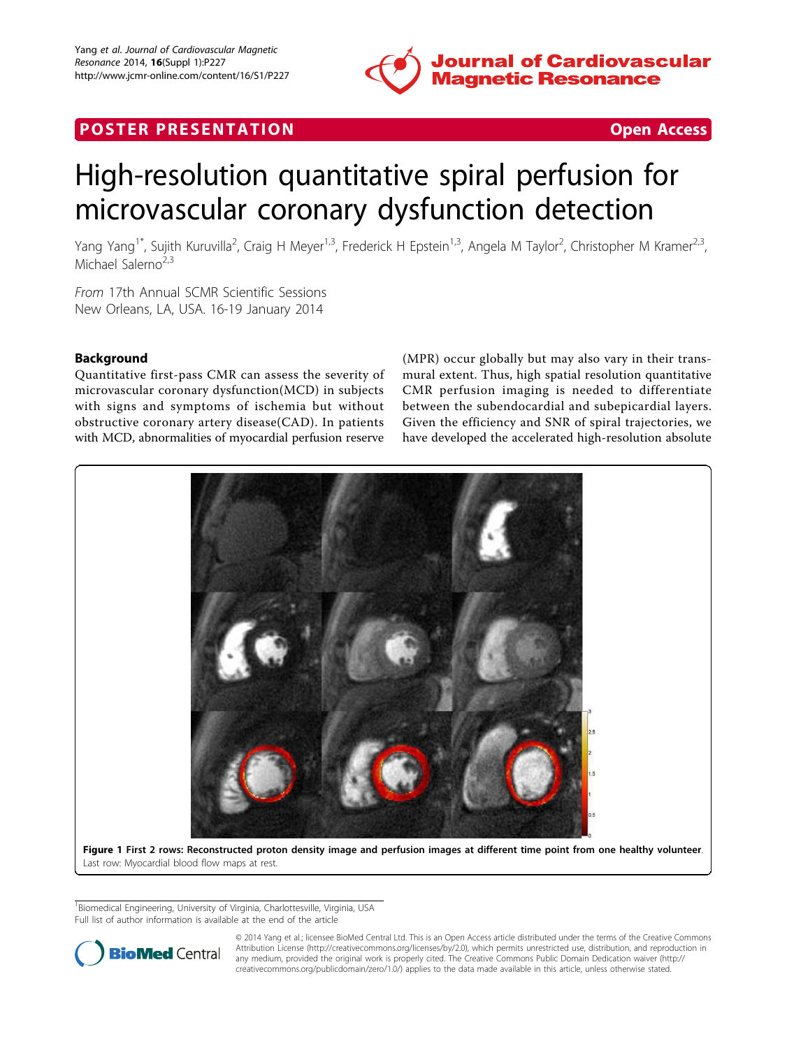POSTER PRESENTATION Open Access

# High-resolution quantitative spiral perfusion for microvascular coronary dysfunction detection

Yang Yang[1*], Sujith Kuruvilla[2], Craig H Meyer[1,3], Frederick H Epstein[1,3], Angela M Taylor[2], Christopher M Kramer[2,3], Michael Salerno[2,3]

*From* 17th Annual SCMR Scientific Sessions
New Orleans, LA, USA. 16-19 January 2014

## Background

Quantitative first-pass CMR can assess the severity of microvascular coronary dysfunction(MCD) in subjects with signs and symptoms of ischemia but without obstructive coronary artery disease(CAD). In patients with MCD, abnormalities of myocardial perfusion reserve (MPR) occur globally but may also vary in their transmural extent. Thus, high spatial resolution quantitative CMR perfusion imaging is needed to differentiate between the subendocardial and subepicardial layers. Given the efficiency and SNR of spiral trajectories, we have developed the accelerated high-resolution absolute

**Figure 1 First 2 rows: Reconstructed proton density image and perfusion images at different time point from one healthy volunteer**. Last row: Myocardial blood flow maps at rest.

[1]Biomedical Engineering, University of Virginia, Charlottesville, Virginia, USA
Full list of author information is available at the end of the article

© 2014 Yang et al.; licensee BioMed Central Ltd. This is an Open Access article distributed under the terms of the Creative Commons Attribution License (http://creativecommons.org/licenses/by/2.0), which permits unrestricted use, distribution, and reproduction in any medium, provided the original work is properly cited. The Creative Commons Public Domain Dedication waiver (http://creativecommons.org/publicdomain/zero/1.0/) applies to the data made available in this article, unless otherwise stated.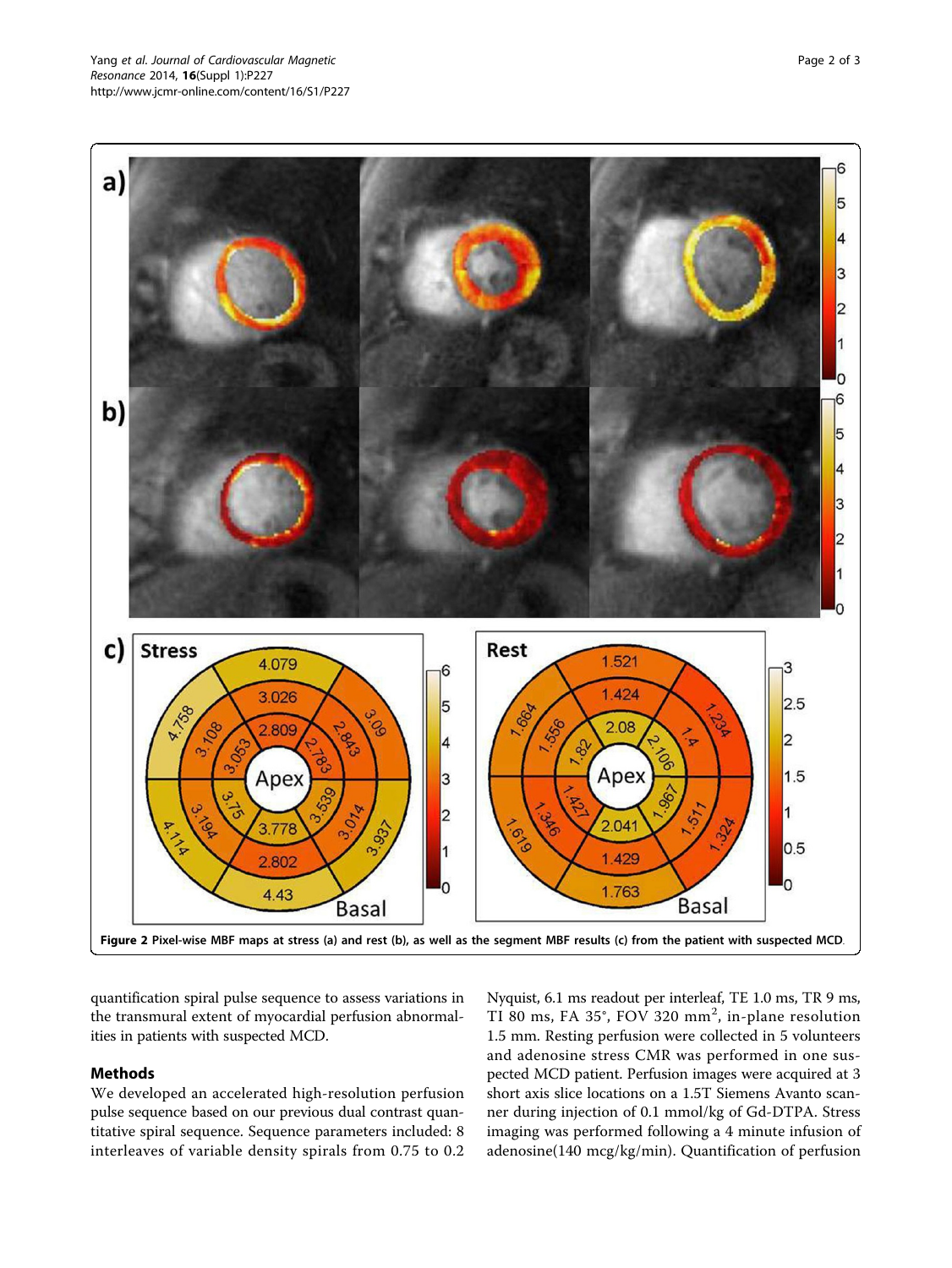Figure 2 Pixel-wise MBF maps at stress (a) and rest (b), as well as the segment MBF results (c) from the patient with suspected MCD.

quantification spiral pulse sequence to assess variations in the transmural extent of myocardial perfusion abnormalities in patients with suspected MCD.

## Methods

We developed an accelerated high-resolution perfusion pulse sequence based on our previous dual contrast quantitative spiral sequence. Sequence parameters included: 8 interleaves of variable density spirals from 0.75 to 0.2 Nyquist, 6.1 ms readout per interleaf, TE 1.0 ms, TR 9 ms, TI 80 ms, FA 35°, FOV 320 mm$^2$, in-plane resolution 1.5 mm. Resting perfusion were collected in 5 volunteers and adenosine stress CMR was performed in one suspected MCD patient. Perfusion images were acquired at 3 short axis slice locations on a 1.5T Siemens Avanto scanner during injection of 0.1 mmol/kg of Gd-DTPA. Stress imaging was performed following a 4 minute infusion of adenosine(140 mcg/kg/min). Quantification of perfusion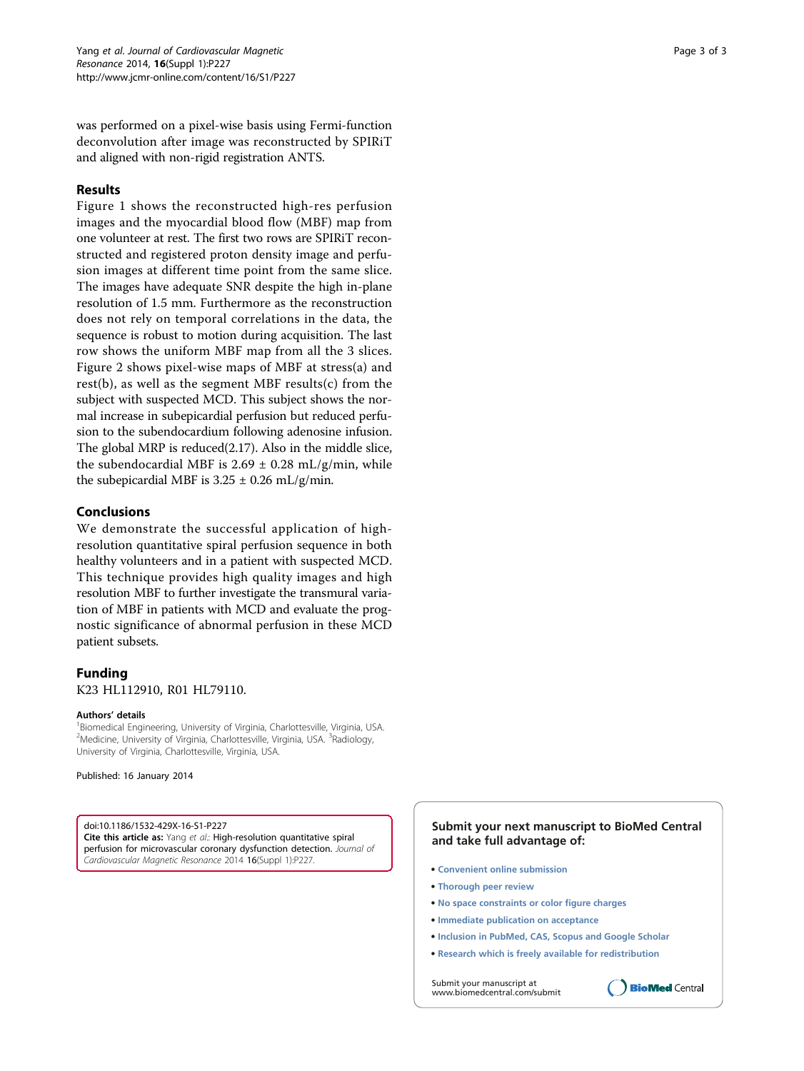was performed on a pixel-wise basis using Fermi-function deconvolution after image was reconstructed by SPIRiT and aligned with non-rigid registration ANTS.

## Results

Figure 1 shows the reconstructed high-res perfusion images and the myocardial blood flow (MBF) map from one volunteer at rest. The first two rows are SPIRiT reconstructed and registered proton density image and perfusion images at different time point from the same slice. The images have adequate SNR despite the high in-plane resolution of 1.5 mm. Furthermore as the reconstruction does not rely on temporal correlations in the data, the sequence is robust to motion during acquisition. The last row shows the uniform MBF map from all the 3 slices. Figure 2 shows pixel-wise maps of MBF at stress(a) and rest(b), as well as the segment MBF results(c) from the subject with suspected MCD. This subject shows the normal increase in subepicardial perfusion but reduced perfusion to the subendocardium following adenosine infusion. The global MRP is reduced(2.17). Also in the middle slice, the subendocardial MBF is 2.69 ± 0.28 mL/g/min, while the subepicardial MBF is 3.25 ± 0.26 mL/g/min.

## Conclusions

We demonstrate the successful application of high-resolution quantitative spiral perfusion sequence in both healthy volunteers and in a patient with suspected MCD. This technique provides high quality images and high resolution MBF to further investigate the transmural variation of MBF in patients with MCD and evaluate the prognostic significance of abnormal perfusion in these MCD patient subsets.

## Funding

K23 HL112910, R01 HL79110.

#### Authors' details

[1]Biomedical Engineering, University of Virginia, Charlottesville, Virginia, USA. [2]Medicine, University of Virginia, Charlottesville, Virginia, USA. [3]Radiology, University of Virginia, Charlottesville, Virginia, USA.

Published: 16 January 2014

doi:10.1186/1532-429X-16-S1-P227
**Cite this article as:** Yang *et al.*: High-resolution quantitative spiral perfusion for microvascular coronary dysfunction detection. *Journal of Cardiovascular Magnetic Resonance* 2014 **16**(Suppl 1):P227.

**Submit your next manuscript to BioMed Central and take full advantage of:**

- Convenient online submission
- Thorough peer review
- No space constraints or color figure charges
- Immediate publication on acceptance
- Inclusion in PubMed, CAS, Scopus and Google Scholar
- Research which is freely available for redistribution

Submit your manuscript at www.biomedcentral.com/submit

BioMed Central